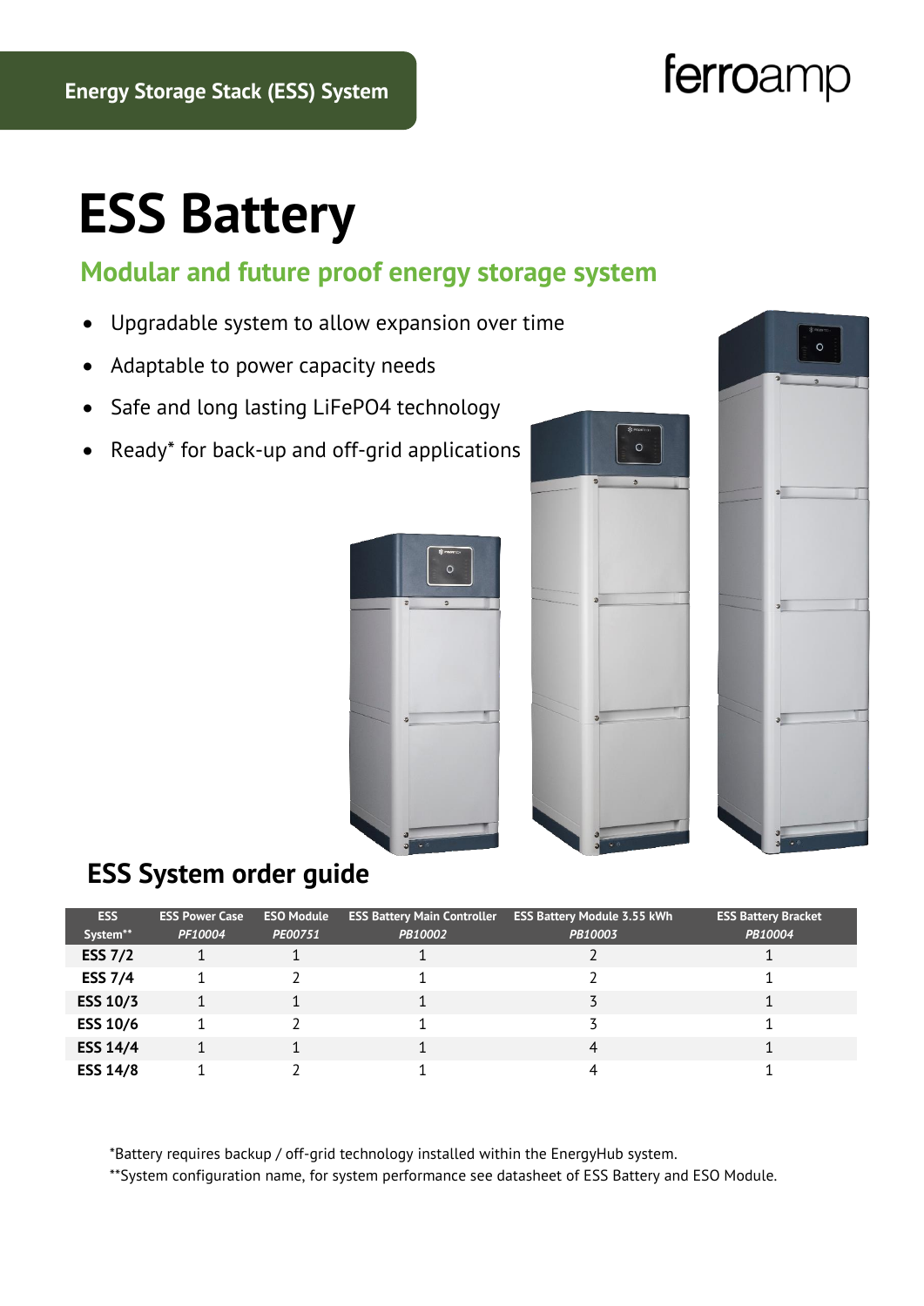Energy Storage Stack (ESS) System

ferroamp

# ESS Battery

## Modular and future proof energy storage system

- Upgradable system to allow expansion over time
- Adaptable to power capacity needs
- Safe and long lasting LiFePO4 technology
- Ready* for back-up and off-grid applications

## ESS System order guide

| ESS System** | ESS Power Case *PF10004* | ESO Module *PE00751* | ESS Battery Main Controller *PB10002* | ESS Battery Module 3.55 kWh *PB10003* | ESS Battery Bracket *PB10004* |
|---|---|---|---|---|---|
| **ESS 7/2** | 1 | 1 | 1 | 2 | 1 |
| **ESS 7/4** | 1 | 2 | 1 | 2 | 1 |
| **ESS 10/3** | 1 | 1 | 1 | 3 | 1 |
| **ESS 10/6** | 1 | 2 | 1 | 3 | 1 |
| **ESS 14/4** | 1 | 1 | 1 | 4 | 1 |
| **ESS 14/8** | 1 | 2 | 1 | 4 | 1 |

*Battery requires backup / off-grid technology installed within the EnergyHub system.

**System configuration name, for system performance see datasheet of ESS Battery and ESO Module.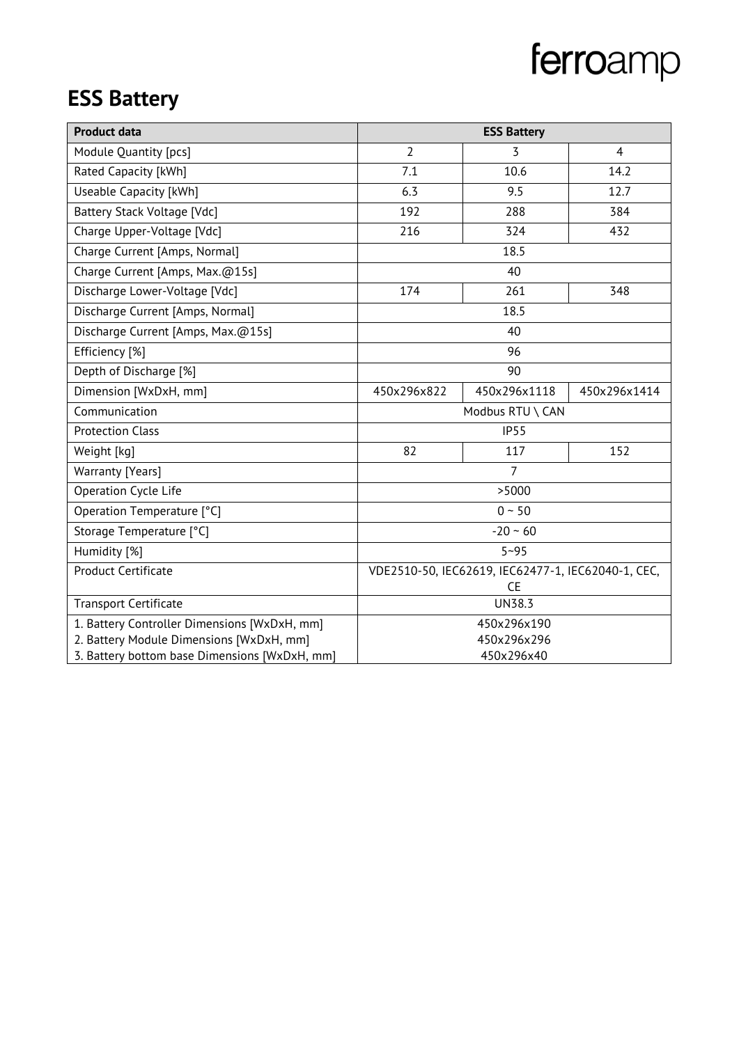# ESS Battery

| Product data | ESS Battery | | |
|---|---|---|---|
| Module Quantity [pcs] | 2 | 3 | 4 |
| Rated Capacity [kWh] | 7.1 | 10.6 | 14.2 |
| Useable Capacity [kWh] | 6.3 | 9.5 | 12.7 |
| Battery Stack Voltage [Vdc] | 192 | 288 | 384 |
| Charge Upper-Voltage [Vdc] | 216 | 324 | 432 |
| Charge Current [Amps, Normal] | 18.5 | | |
| Charge Current [Amps, Max.@15s] | 40 | | |
| Discharge Lower-Voltage [Vdc] | 174 | 261 | 348 |
| Discharge Current [Amps, Normal] | 18.5 | | |
| Discharge Current [Amps, Max.@15s] | 40 | | |
| Efficiency [%] | 96 | | |
| Depth of Discharge [%] | 90 | | |
| Dimension [WxDxH, mm] | 450x296x822 | 450x296x1118 | 450x296x1414 |
| Communication | Modbus RTU \ CAN | | |
| Protection Class | IP55 | | |
| Weight [kg] | 82 | 117 | 152 |
| Warranty [Years] | 7 | | |
| Operation Cycle Life | >5000 | | |
| Operation Temperature [°C] | 0 ~ 50 | | |
| Storage Temperature [°C] | -20 ~ 60 | | |
| Humidity [%] | 5~95 | | |
| Product Certificate | VDE2510-50, IEC62619, IEC62477-1, IEC62040-1, CEC, CE | | |
| Transport Certificate | UN38.3 | | |
| 1. Battery Controller Dimensions [WxDxH, mm]<br>2. Battery Module Dimensions [WxDxH, mm]<br>3. Battery bottom base Dimensions [WxDxH, mm] | 450x296x190<br>450x296x296<br>450x296x40 | | |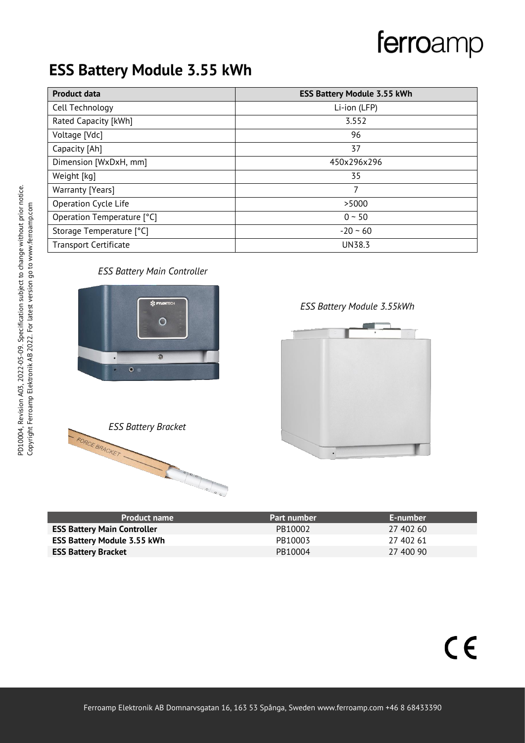# ESS Battery Module 3.55 kWh

| Product data | ESS Battery Module 3.55 kWh |
|---|---|
| Cell Technology | Li-ion (LFP) |
| Rated Capacity [kWh] | 3.552 |
| Voltage [Vdc] | 96 |
| Capacity [Ah] | 37 |
| Dimension [WxDxH, mm] | 450x296x296 |
| Weight [kg] | 35 |
| Warranty [Years] | 7 |
| Operation Cycle Life | >5000 |
| Operation Temperature [°C] | 0 ~ 50 |
| Storage Temperature [°C] | -20 ~ 60 |
| Transport Certificate | UN38.3 |

*ESS Battery Main Controller*

*ESS Battery Module 3.55kWh*

*ESS Battery Bracket*

| Product name | Part number | E-number |
|---|---|---|
| **ESS Battery Main Controller** | PB10002 | 27 402 60 |
| **ESS Battery Module 3.55 kWh** | PB10003 | 27 402 61 |
| **ESS Battery Bracket** | PB10004 | 27 400 90 |

PD10004, Revision A03, 2022-05-09. Specification subject to change without prior notice.
Copyright Ferroamp Elektronik AB 2022. For latest version go to www.ferroamp.com

Ferroamp Elektronik AB Domnarvsgatan 16, 163 53 Spånga, Sweden www.ferroamp.com +46 8 68433390